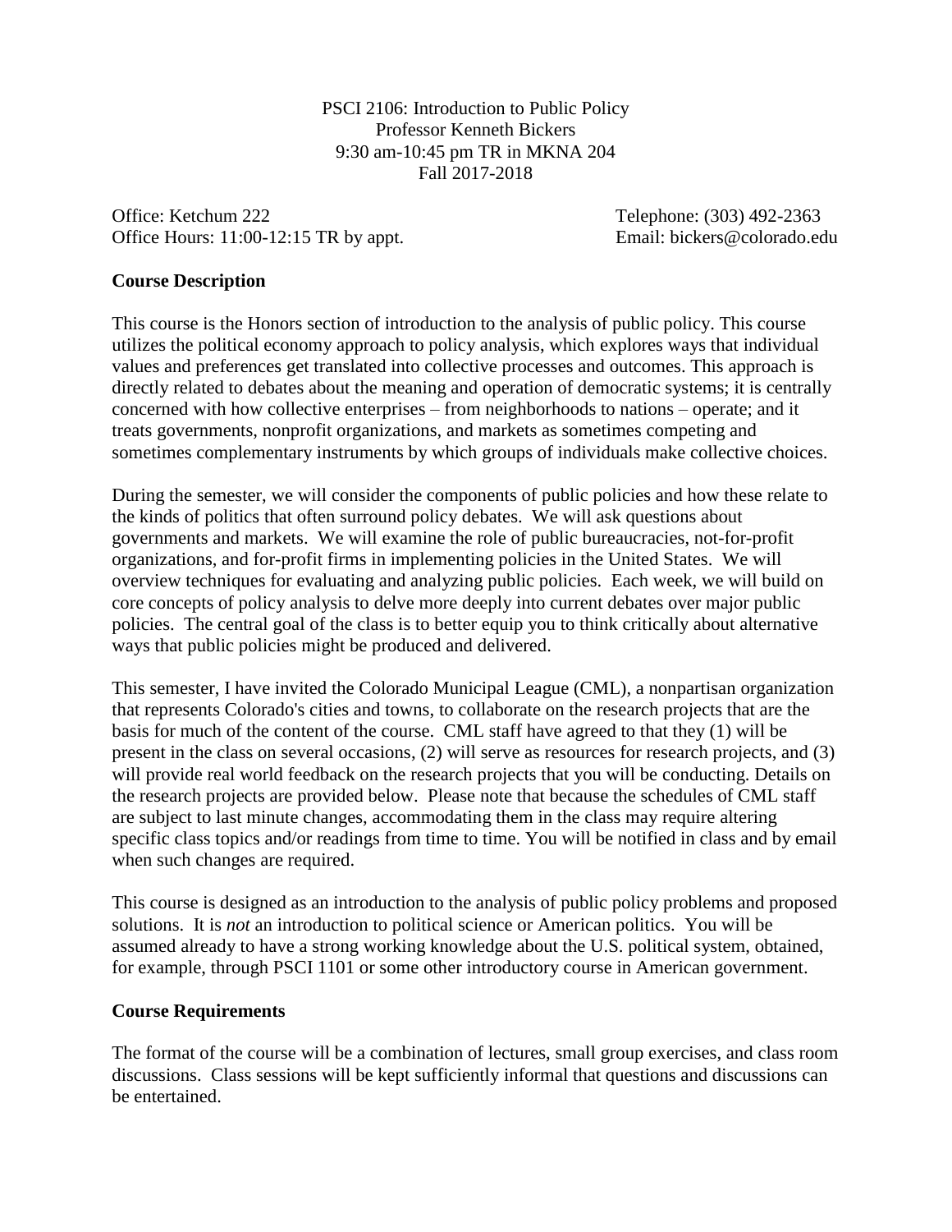PSCI 2106: Introduction to Public Policy
Professor Kenneth Bickers
9:30 am-10:45 pm TR in MKNA 204
Fall 2017-2018

Office: Ketchum 222 Telephone: (303) 492-2363
Office Hours: 11:00-12:15 TR by appt. Email: bickers@colorado.edu

## Course Description

This course is the Honors section of introduction to the analysis of public policy. This course utilizes the political economy approach to policy analysis, which explores ways that individual values and preferences get translated into collective processes and outcomes. This approach is directly related to debates about the meaning and operation of democratic systems; it is centrally concerned with how collective enterprises – from neighborhoods to nations – operate; and it treats governments, nonprofit organizations, and markets as sometimes competing and sometimes complementary instruments by which groups of individuals make collective choices.

During the semester, we will consider the components of public policies and how these relate to the kinds of politics that often surround policy debates. We will ask questions about governments and markets. We will examine the role of public bureaucracies, not-for-profit organizations, and for-profit firms in implementing policies in the United States. We will overview techniques for evaluating and analyzing public policies. Each week, we will build on core concepts of policy analysis to delve more deeply into current debates over major public policies. The central goal of the class is to better equip you to think critically about alternative ways that public policies might be produced and delivered.

This semester, I have invited the Colorado Municipal League (CML), a nonpartisan organization that represents Colorado's cities and towns, to collaborate on the research projects that are the basis for much of the content of the course. CML staff have agreed to that they (1) will be present in the class on several occasions, (2) will serve as resources for research projects, and (3) will provide real world feedback on the research projects that you will be conducting. Details on the research projects are provided below. Please note that because the schedules of CML staff are subject to last minute changes, accommodating them in the class may require altering specific class topics and/or readings from time to time. You will be notified in class and by email when such changes are required.

This course is designed as an introduction to the analysis of public policy problems and proposed solutions. It is *not* an introduction to political science or American politics. You will be assumed already to have a strong working knowledge about the U.S. political system, obtained, for example, through PSCI 1101 or some other introductory course in American government.

## Course Requirements

The format of the course will be a combination of lectures, small group exercises, and class room discussions. Class sessions will be kept sufficiently informal that questions and discussions can be entertained.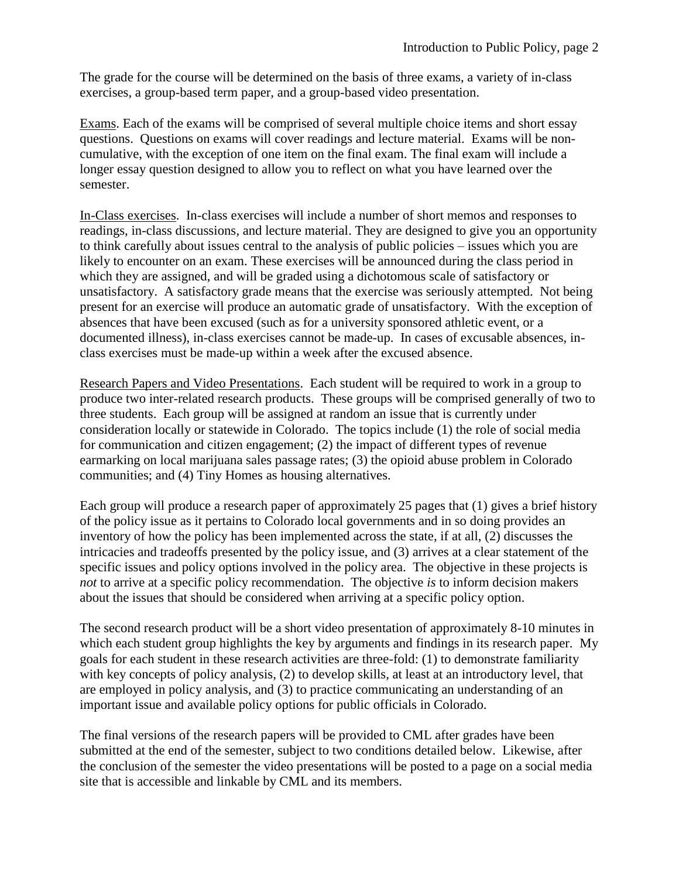The grade for the course will be determined on the basis of three exams, a variety of in-class exercises, a group-based term paper, and a group-based video presentation.

Exams. Each of the exams will be comprised of several multiple choice items and short essay questions. Questions on exams will cover readings and lecture material. Exams will be non-cumulative, with the exception of one item on the final exam. The final exam will include a longer essay question designed to allow you to reflect on what you have learned over the semester.

In-Class exercises. In-class exercises will include a number of short memos and responses to readings, in-class discussions, and lecture material. They are designed to give you an opportunity to think carefully about issues central to the analysis of public policies – issues which you are likely to encounter on an exam. These exercises will be announced during the class period in which they are assigned, and will be graded using a dichotomous scale of satisfactory or unsatisfactory. A satisfactory grade means that the exercise was seriously attempted. Not being present for an exercise will produce an automatic grade of unsatisfactory. With the exception of absences that have been excused (such as for a university sponsored athletic event, or a documented illness), in-class exercises cannot be made-up. In cases of excusable absences, in-class exercises must be made-up within a week after the excused absence.

Research Papers and Video Presentations. Each student will be required to work in a group to produce two inter-related research products. These groups will be comprised generally of two to three students. Each group will be assigned at random an issue that is currently under consideration locally or statewide in Colorado. The topics include (1) the role of social media for communication and citizen engagement; (2) the impact of different types of revenue earmarking on local marijuana sales passage rates; (3) the opioid abuse problem in Colorado communities; and (4) Tiny Homes as housing alternatives.

Each group will produce a research paper of approximately 25 pages that (1) gives a brief history of the policy issue as it pertains to Colorado local governments and in so doing provides an inventory of how the policy has been implemented across the state, if at all, (2) discusses the intricacies and tradeoffs presented by the policy issue, and (3) arrives at a clear statement of the specific issues and policy options involved in the policy area. The objective in these projects is *not* to arrive at a specific policy recommendation. The objective *is* to inform decision makers about the issues that should be considered when arriving at a specific policy option.

The second research product will be a short video presentation of approximately 8-10 minutes in which each student group highlights the key by arguments and findings in its research paper. My goals for each student in these research activities are three-fold: (1) to demonstrate familiarity with key concepts of policy analysis, (2) to develop skills, at least at an introductory level, that are employed in policy analysis, and (3) to practice communicating an understanding of an important issue and available policy options for public officials in Colorado.

The final versions of the research papers will be provided to CML after grades have been submitted at the end of the semester, subject to two conditions detailed below. Likewise, after the conclusion of the semester the video presentations will be posted to a page on a social media site that is accessible and linkable by CML and its members.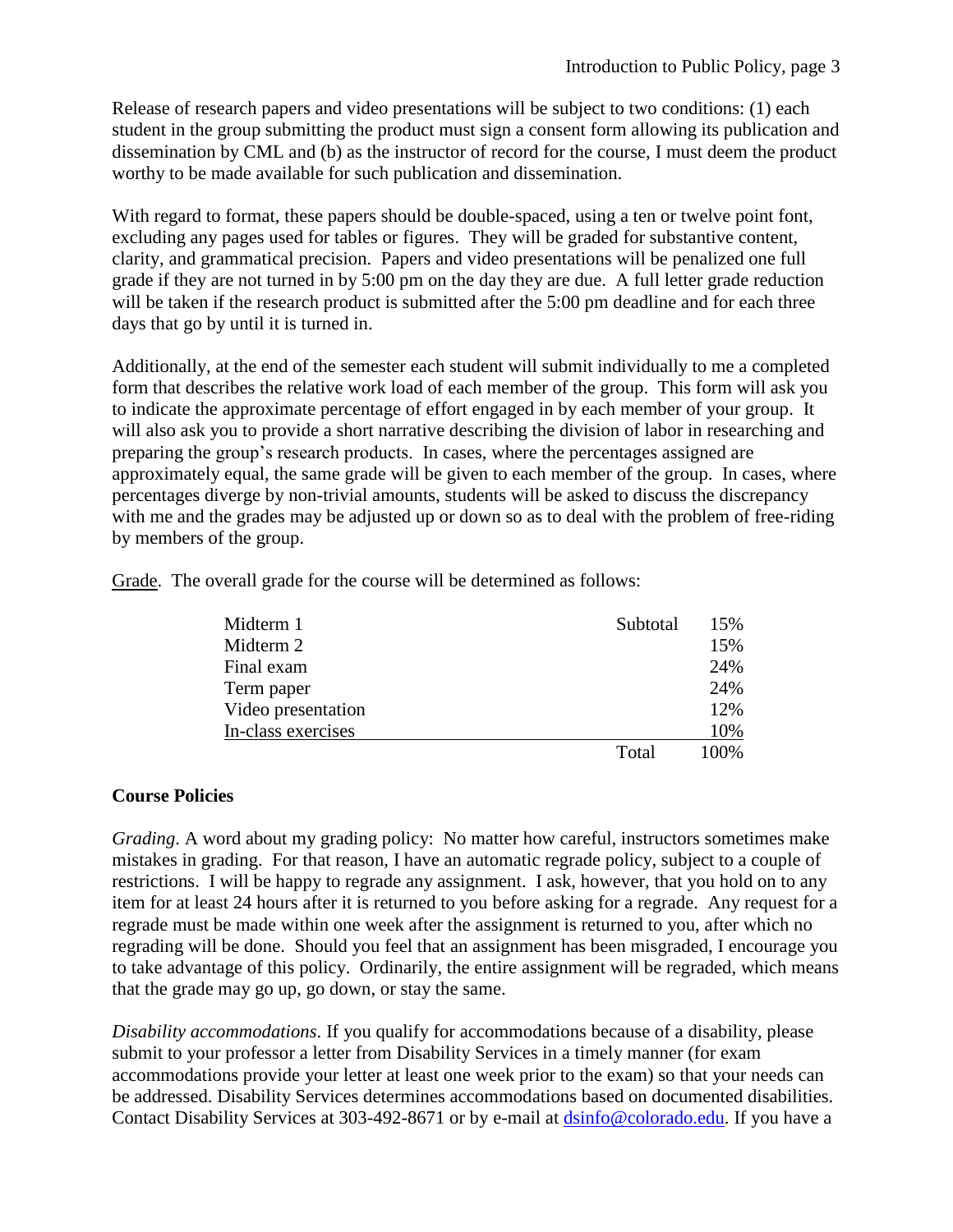Release of research papers and video presentations will be subject to two conditions: (1) each student in the group submitting the product must sign a consent form allowing its publication and dissemination by CML and (b) as the instructor of record for the course, I must deem the product worthy to be made available for such publication and dissemination.

With regard to format, these papers should be double-spaced, using a ten or twelve point font, excluding any pages used for tables or figures. They will be graded for substantive content, clarity, and grammatical precision. Papers and video presentations will be penalized one full grade if they are not turned in by 5:00 pm on the day they are due. A full letter grade reduction will be taken if the research product is submitted after the 5:00 pm deadline and for each three days that go by until it is turned in.

Additionally, at the end of the semester each student will submit individually to me a completed form that describes the relative work load of each member of the group. This form will ask you to indicate the approximate percentage of effort engaged in by each member of your group. It will also ask you to provide a short narrative describing the division of labor in researching and preparing the group's research products. In cases, where the percentages assigned are approximately equal, the same grade will be given to each member of the group. In cases, where percentages diverge by non-trivial amounts, students will be asked to discuss the discrepancy with me and the grades may be adjusted up or down so as to deal with the problem of free-riding by members of the group.

Grade. The overall grade for the course will be determined as follows:

| | | |
|---|---|---|
| Midterm 1 | Subtotal | 15% |
| Midterm 2 | | 15% |
| Final exam | | 24% |
| Term paper | | 24% |
| Video presentation | | 12% |
| In-class exercises | | 10% |
| | Total | 100% |

**Course Policies**

*Grading*. A word about my grading policy: No matter how careful, instructors sometimes make mistakes in grading. For that reason, I have an automatic regrade policy, subject to a couple of restrictions. I will be happy to regrade any assignment. I ask, however, that you hold on to any item for at least 24 hours after it is returned to you before asking for a regrade. Any request for a regrade must be made within one week after the assignment is returned to you, after which no regrading will be done. Should you feel that an assignment has been misgraded, I encourage you to take advantage of this policy. Ordinarily, the entire assignment will be regraded, which means that the grade may go up, go down, or stay the same.

*Disability accommodations*. If you qualify for accommodations because of a disability, please submit to your professor a letter from Disability Services in a timely manner (for exam accommodations provide your letter at least one week prior to the exam) so that your needs can be addressed. Disability Services determines accommodations based on documented disabilities. Contact Disability Services at 303-492-8671 or by e-mail at dsinfo@colorado.edu. If you have a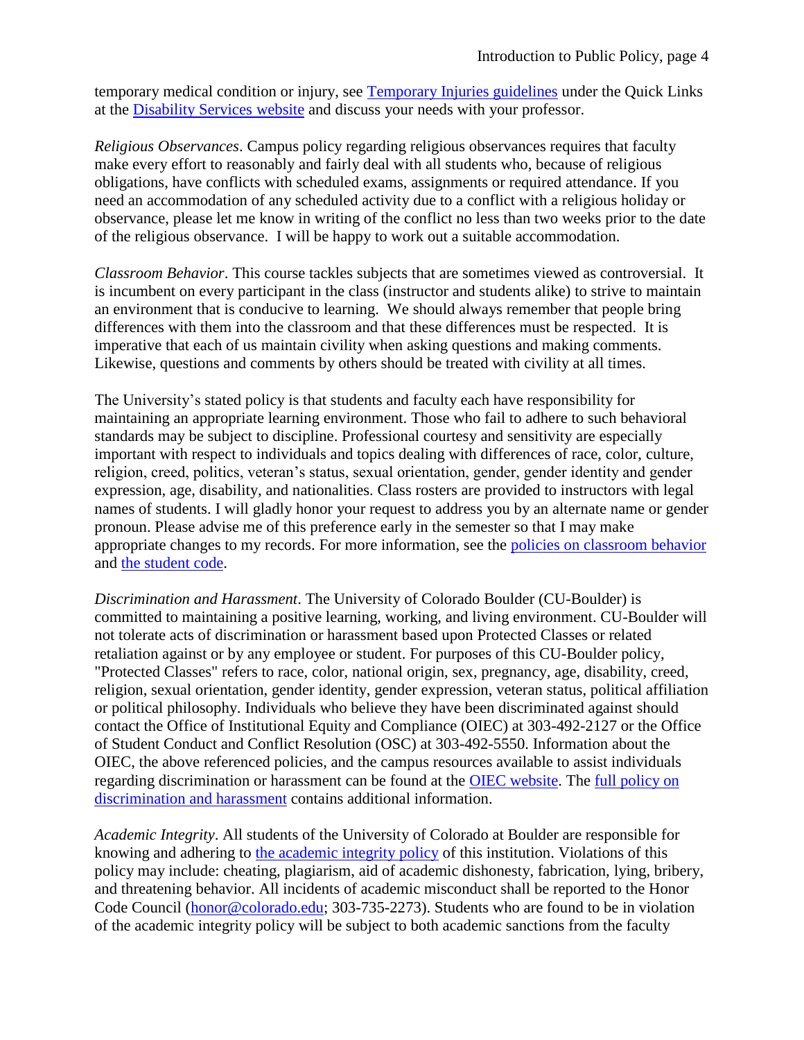temporary medical condition or injury, see [Temporary Injuries guidelines] under the Quick Links at the [Disability Services website] and discuss your needs with your professor.

*Religious Observances*. Campus policy regarding religious observances requires that faculty make every effort to reasonably and fairly deal with all students who, because of religious obligations, have conflicts with scheduled exams, assignments or required attendance. If you need an accommodation of any scheduled activity due to a conflict with a religious holiday or observance, please let me know in writing of the conflict no less than two weeks prior to the date of the religious observance. I will be happy to work out a suitable accommodation.

*Classroom Behavior*. This course tackles subjects that are sometimes viewed as controversial. It is incumbent on every participant in the class (instructor and students alike) to strive to maintain an environment that is conducive to learning. We should always remember that people bring differences with them into the classroom and that these differences must be respected. It is imperative that each of us maintain civility when asking questions and making comments. Likewise, questions and comments by others should be treated with civility at all times.

The University's stated policy is that students and faculty each have responsibility for maintaining an appropriate learning environment. Those who fail to adhere to such behavioral standards may be subject to discipline. Professional courtesy and sensitivity are especially important with respect to individuals and topics dealing with differences of race, color, culture, religion, creed, politics, veteran's status, sexual orientation, gender, gender identity and gender expression, age, disability, and nationalities. Class rosters are provided to instructors with legal names of students. I will gladly honor your request to address you by an alternate name or gender pronoun. Please advise me of this preference early in the semester so that I may make appropriate changes to my records. For more information, see the [policies on classroom behavior] and [the student code].

*Discrimination and Harassment*. The University of Colorado Boulder (CU-Boulder) is committed to maintaining a positive learning, working, and living environment. CU-Boulder will not tolerate acts of discrimination or harassment based upon Protected Classes or related retaliation against or by any employee or student. For purposes of this CU-Boulder policy, "Protected Classes" refers to race, color, national origin, sex, pregnancy, age, disability, creed, religion, sexual orientation, gender identity, gender expression, veteran status, political affiliation or political philosophy. Individuals who believe they have been discriminated against should contact the Office of Institutional Equity and Compliance (OIEC) at 303-492-2127 or the Office of Student Conduct and Conflict Resolution (OSC) at 303-492-5550. Information about the OIEC, the above referenced policies, and the campus resources available to assist individuals regarding discrimination or harassment can be found at the [OIEC website]. The [full policy on discrimination and harassment] contains additional information.

*Academic Integrity*. All students of the University of Colorado at Boulder are responsible for knowing and adhering to [the academic integrity policy] of this institution. Violations of this policy may include: cheating, plagiarism, aid of academic dishonesty, fabrication, lying, bribery, and threatening behavior. All incidents of academic misconduct shall be reported to the Honor Code Council (honor@colorado.edu; 303-735-2273). Students who are found to be in violation of the academic integrity policy will be subject to both academic sanctions from the faculty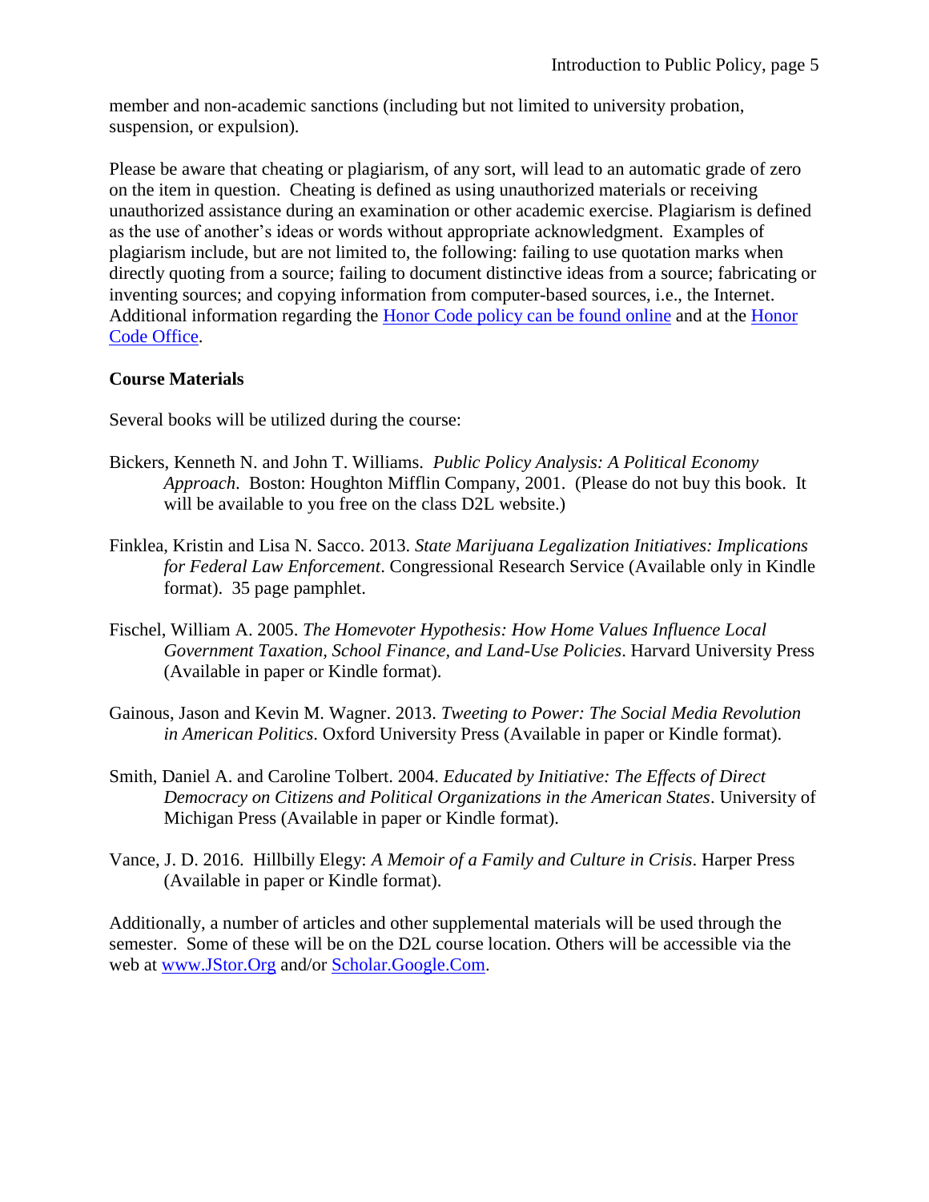member and non-academic sanctions (including but not limited to university probation, suspension, or expulsion).

Please be aware that cheating or plagiarism, of any sort, will lead to an automatic grade of zero on the item in question. Cheating is defined as using unauthorized materials or receiving unauthorized assistance during an examination or other academic exercise. Plagiarism is defined as the use of another's ideas or words without appropriate acknowledgment. Examples of plagiarism include, but are not limited to, the following: failing to use quotation marks when directly quoting from a source; failing to document distinctive ideas from a source; fabricating or inventing sources; and copying information from computer-based sources, i.e., the Internet. Additional information regarding the Honor Code policy can be found online and at the Honor Code Office.

**Course Materials**

Several books will be utilized during the course:

Bickers, Kenneth N. and John T. Williams. *Public Policy Analysis: A Political Economy Approach*. Boston: Houghton Mifflin Company, 2001. (Please do not buy this book. It will be available to you free on the class D2L website.)

Finklea, Kristin and Lisa N. Sacco. 2013. *State Marijuana Legalization Initiatives: Implications for Federal Law Enforcement*. Congressional Research Service (Available only in Kindle format). 35 page pamphlet.

Fischel, William A. 2005. *The Homevoter Hypothesis: How Home Values Influence Local Government Taxation, School Finance, and Land-Use Policies*. Harvard University Press (Available in paper or Kindle format).

Gainous, Jason and Kevin M. Wagner. 2013. *Tweeting to Power: The Social Media Revolution in American Politics*. Oxford University Press (Available in paper or Kindle format).

Smith, Daniel A. and Caroline Tolbert. 2004. *Educated by Initiative: The Effects of Direct Democracy on Citizens and Political Organizations in the American States*. University of Michigan Press (Available in paper or Kindle format).

Vance, J. D. 2016. Hillbilly Elegy: *A Memoir of a Family and Culture in Crisis*. Harper Press (Available in paper or Kindle format).

Additionally, a number of articles and other supplemental materials will be used through the semester. Some of these will be on the D2L course location. Others will be accessible via the web at www.JStor.Org and/or Scholar.Google.Com.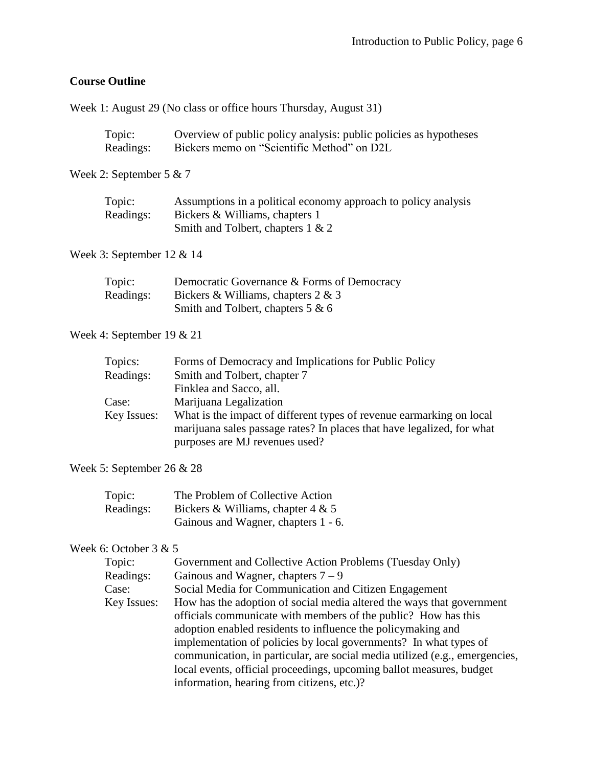**Course Outline**

Week 1: August 29 (No class or office hours Thursday, August 31)

Topic: Overview of public policy analysis: public policies as hypotheses
Readings: Bickers memo on "Scientific Method" on D2L

Week 2: September 5 & 7

Topic: Assumptions in a political economy approach to policy analysis
Readings: Bickers & Williams, chapters 1
Smith and Tolbert, chapters 1 & 2

Week 3: September 12 & 14

Topic: Democratic Governance & Forms of Democracy
Readings: Bickers & Williams, chapters 2 & 3
Smith and Tolbert, chapters 5 & 6

Week 4: September 19 & 21

Topics: Forms of Democracy and Implications for Public Policy
Readings: Smith and Tolbert, chapter 7
Finklea and Sacco, all.
Case: Marijuana Legalization
Key Issues: What is the impact of different types of revenue earmarking on local marijuana sales passage rates? In places that have legalized, for what purposes are MJ revenues used?

Week 5: September 26 & 28

Topic: The Problem of Collective Action
Readings: Bickers & Williams, chapter 4 & 5
Gainous and Wagner, chapters 1 - 6.

Week 6: October 3 & 5

Topic: Government and Collective Action Problems (Tuesday Only)
Readings: Gainous and Wagner, chapters 7 – 9
Case: Social Media for Communication and Citizen Engagement
Key Issues: How has the adoption of social media altered the ways that government officials communicate with members of the public? How has this adoption enabled residents to influence the policymaking and implementation of policies by local governments? In what types of communication, in particular, are social media utilized (e.g., emergencies, local events, official proceedings, upcoming ballot measures, budget information, hearing from citizens, etc.)?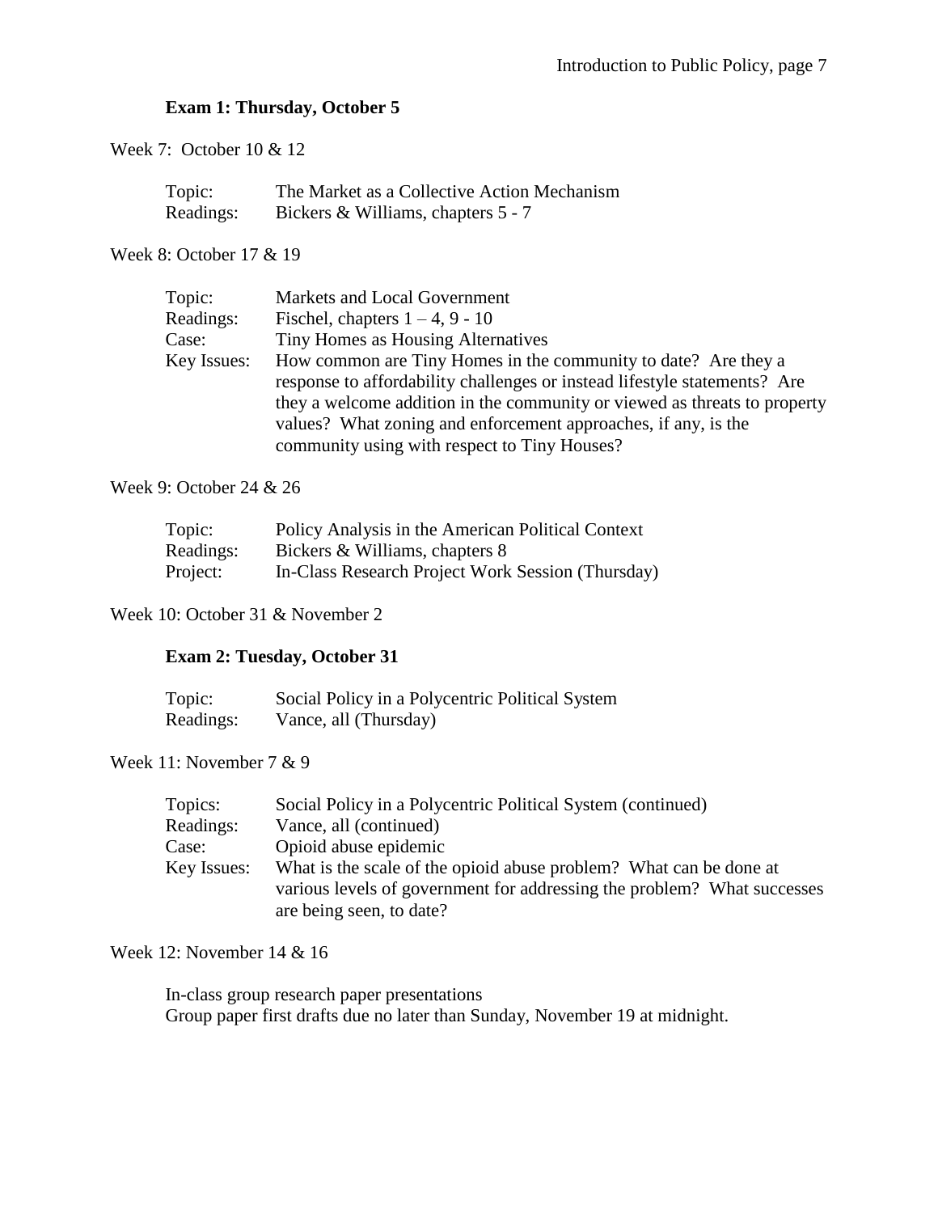**Exam 1: Thursday, October 5**

Week 7: October 10 & 12

| | |
|---|---|
| Topic: | The Market as a Collective Action Mechanism |
| Readings: | Bickers & Williams, chapters 5 - 7 |

Week 8: October 17 & 19

| | |
|---|---|
| Topic: | Markets and Local Government |
| Readings: | Fischel, chapters 1 – 4, 9 - 10 |
| Case: | Tiny Homes as Housing Alternatives |
| Key Issues: | How common are Tiny Homes in the community to date? Are they a response to affordability challenges or instead lifestyle statements? Are they a welcome addition in the community or viewed as threats to property values? What zoning and enforcement approaches, if any, is the community using with respect to Tiny Houses? |

Week 9: October 24 & 26

| | |
|---|---|
| Topic: | Policy Analysis in the American Political Context |
| Readings: | Bickers & Williams, chapters 8 |
| Project: | In-Class Research Project Work Session (Thursday) |

Week 10: October 31 & November 2

**Exam 2: Tuesday, October 31**

| | |
|---|---|
| Topic: | Social Policy in a Polycentric Political System |
| Readings: | Vance, all (Thursday) |

Week 11: November 7 & 9

| | |
|---|---|
| Topics: | Social Policy in a Polycentric Political System (continued) |
| Readings: | Vance, all (continued) |
| Case: | Opioid abuse epidemic |
| Key Issues: | What is the scale of the opioid abuse problem? What can be done at various levels of government for addressing the problem? What successes are being seen, to date? |

Week 12: November 14 & 16

In-class group research paper presentations
Group paper first drafts due no later than Sunday, November 19 at midnight.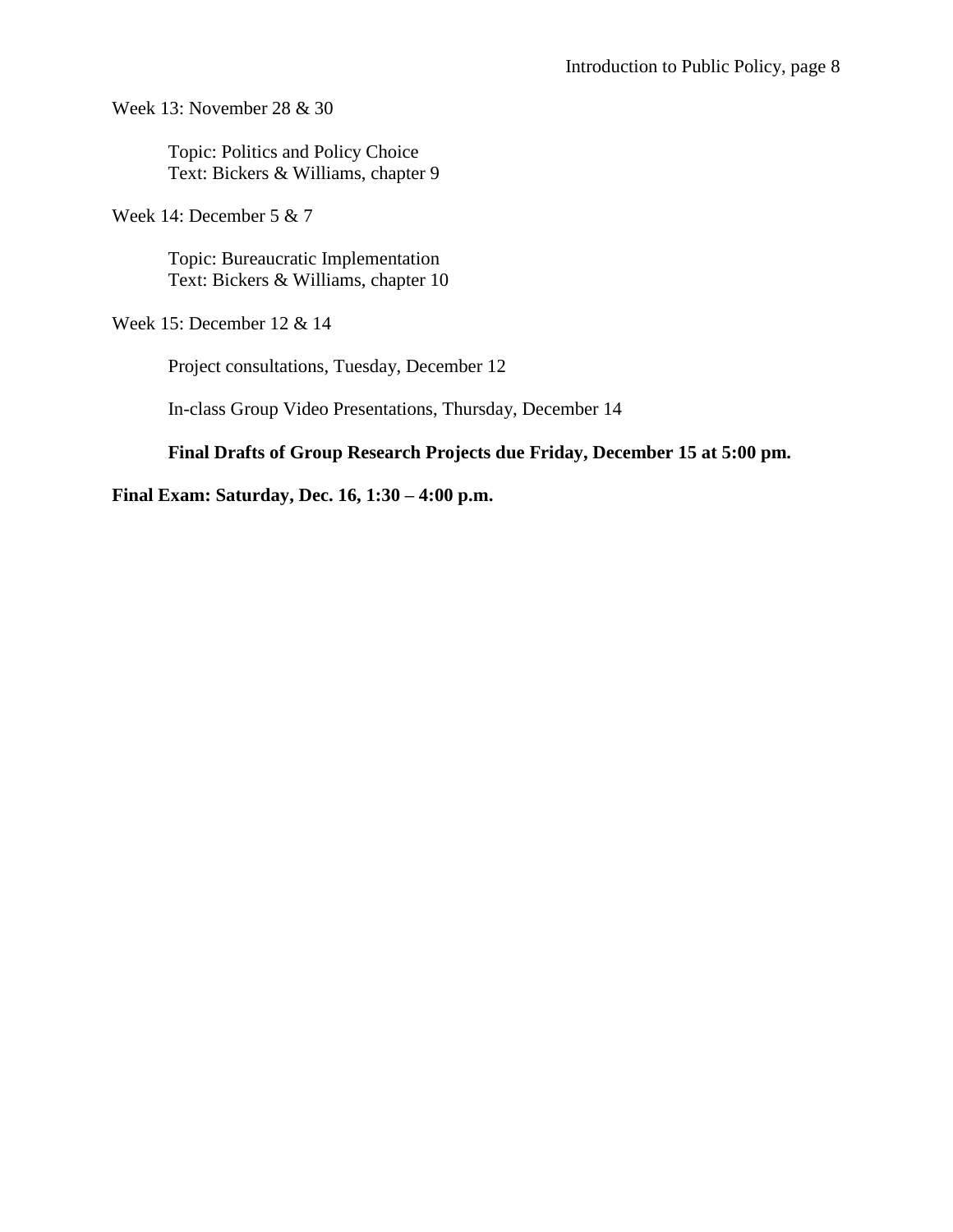Week 13: November 28 & 30

Topic: Politics and Policy Choice
Text: Bickers & Williams, chapter 9

Week 14: December 5 & 7

Topic: Bureaucratic Implementation
Text: Bickers & Williams, chapter 10

Week 15: December 12 & 14

Project consultations, Tuesday, December 12

In-class Group Video Presentations, Thursday, December 14

**Final Drafts of Group Research Projects due Friday, December 15 at 5:00 pm.**

**Final Exam: Saturday, Dec. 16, 1:30 – 4:00 p.m.**